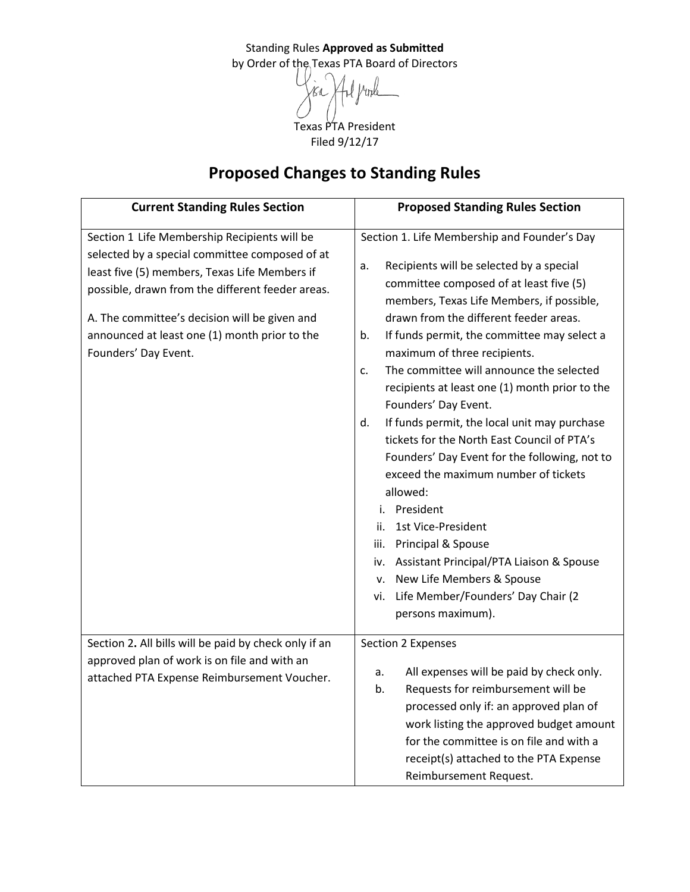Standing Rules **Approved as Submitted**
by Order of the Texas PTA Board of Directors

Texas PTA President
Filed 9/12/17

# Proposed Changes to Standing Rules

| Current Standing Rules Section | Proposed Standing Rules Section |
|---|---|
| Section 1 Life Membership Recipients will be selected by a special committee composed of at least five (5) members, Texas Life Members if possible, drawn from the different feeder areas.<br><br>A. The committee's decision will be given and announced at least one (1) month prior to the Founders' Day Event. | Section 1. Life Membership and Founder's Day<br><br>a. Recipients will be selected by a special committee composed of at least five (5) members, Texas Life Members, if possible, drawn from the different feeder areas.<br>b. If funds permit, the committee may select a maximum of three recipients.<br>c. The committee will announce the selected recipients at least one (1) month prior to the Founders' Day Event.<br>d. If funds permit, the local unit may purchase tickets for the North East Council of PTA's Founders' Day Event for the following, not to exceed the maximum number of tickets allowed:<br>i. President<br>ii. 1st Vice-President<br>iii. Principal & Spouse<br>iv. Assistant Principal/PTA Liaison & Spouse<br>v. New Life Members & Spouse<br>vi. Life Member/Founders' Day Chair (2 persons maximum). |
| Section 2**.** All bills will be paid by check only if an approved plan of work is on file and with an attached PTA Expense Reimbursement Voucher. | Section 2 Expenses<br><br>a. All expenses will be paid by check only.<br>b. Requests for reimbursement will be processed only if: an approved plan of work listing the approved budget amount for the committee is on file and with a receipt(s) attached to the PTA Expense Reimbursement Request. |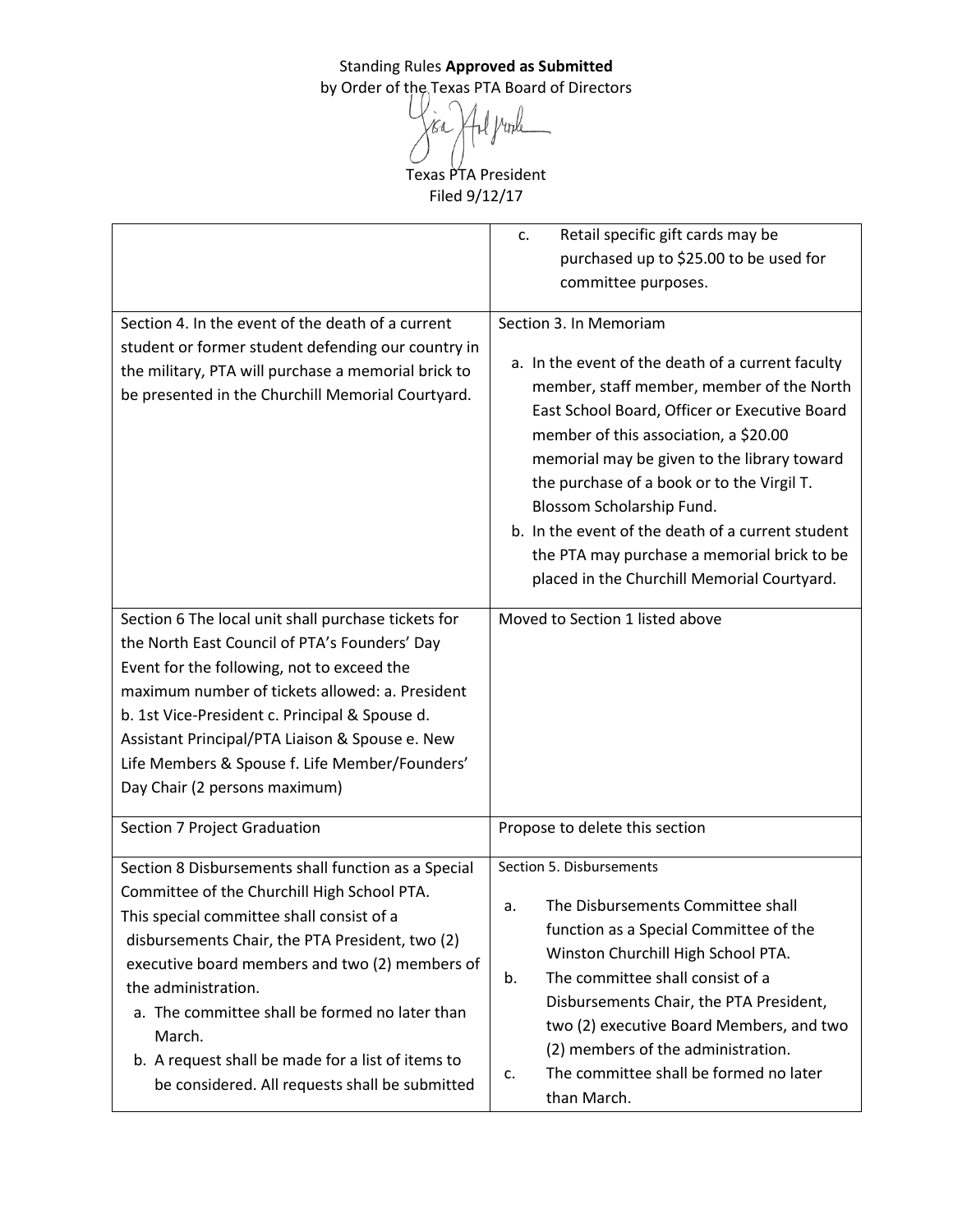Standing Rules **Approved as Submitted**
by Order of the Texas PTA Board of Directors

Texas PTA President
Filed 9/12/17

| | |
|---|---|
| | c. Retail specific gift cards may be purchased up to $25.00 to be used for committee purposes. |
| Section 4. In the event of the death of a current student or former student defending our country in the military, PTA will purchase a memorial brick to be presented in the Churchill Memorial Courtyard. | Section 3. In Memoriam<br>a. In the event of the death of a current faculty member, staff member, member of the North East School Board, Officer or Executive Board member of this association, a $20.00 memorial may be given to the library toward the purchase of a book or to the Virgil T. Blossom Scholarship Fund.<br>b. In the event of the death of a current student the PTA may purchase a memorial brick to be placed in the Churchill Memorial Courtyard. |
| Section 6 The local unit shall purchase tickets for the North East Council of PTA's Founders' Day Event for the following, not to exceed the maximum number of tickets allowed: a. President b. 1st Vice-President c. Principal & Spouse d. Assistant Principal/PTA Liaison & Spouse e. New Life Members & Spouse f. Life Member/Founders' Day Chair (2 persons maximum) | Moved to Section 1 listed above |
| Section 7 Project Graduation | Propose to delete this section |
| Section 8 Disbursements shall function as a Special Committee of the Churchill High School PTA. This special committee shall consist of a disbursements Chair, the PTA President, two (2) executive board members and two (2) members of the administration.<br>a. The committee shall be formed no later than March.<br>b. A request shall be made for a list of items to be considered. All requests shall be submitted | Section 5. Disbursements<br>a. The Disbursements Committee shall function as a Special Committee of the Winston Churchill High School PTA.<br>b. The committee shall consist of a Disbursements Chair, the PTA President, two (2) executive Board Members, and two (2) members of the administration.<br>c. The committee shall be formed no later than March. |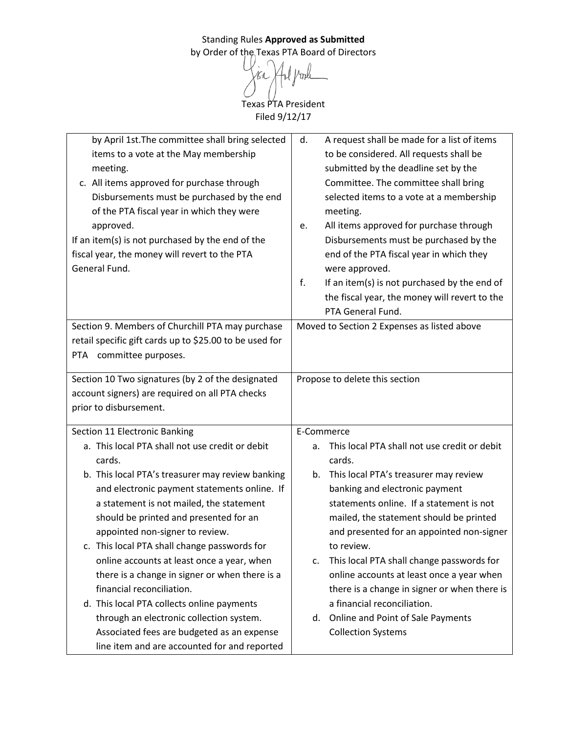Standing Rules **Approved as Submitted**
by Order of the Texas PTA Board of Directors

Texas PTA President
Filed 9/12/17

| | |
|---|---|
| by April 1st.The committee shall bring selected items to a vote at the May membership meeting.<br>c. All items approved for purchase through Disbursements must be purchased by the end of the PTA fiscal year in which they were approved.<br>If an item(s) is not purchased by the end of the fiscal year, the money will revert to the PTA General Fund. | d. A request shall be made for a list of items to be considered. All requests shall be submitted by the deadline set by the Committee. The committee shall bring selected items to a vote at a membership meeting.<br>e. All items approved for purchase through Disbursements must be purchased by the end of the PTA fiscal year in which they were approved.<br>f. If an item(s) is not purchased by the end of the fiscal year, the money will revert to the PTA General Fund. |
| Section 9. Members of Churchill PTA may purchase retail specific gift cards up to $25.00 to be used for PTA committee purposes. | Moved to Section 2 Expenses as listed above |
| Section 10 Two signatures (by 2 of the designated account signers) are required on all PTA checks prior to disbursement. | Propose to delete this section |
| Section 11 Electronic Banking<br>a. This local PTA shall not use credit or debit cards.<br>b. This local PTA's treasurer may review banking and electronic payment statements online. If a statement is not mailed, the statement should be printed and presented for an appointed non-signer to review.<br>c. This local PTA shall change passwords for online accounts at least once a year, when there is a change in signer or when there is a financial reconciliation.<br>d. This local PTA collects online payments through an electronic collection system. Associated fees are budgeted as an expense line item and are accounted for and reported | E-Commerce<br>a. This local PTA shall not use credit or debit cards.<br>b. This local PTA's treasurer may review banking and electronic payment statements online. If a statement is not mailed, the statement should be printed and presented for an appointed non-signer to review.<br>c. This local PTA shall change passwords for online accounts at least once a year when there is a change in signer or when there is a financial reconciliation.<br>d. Online and Point of Sale Payments Collection Systems |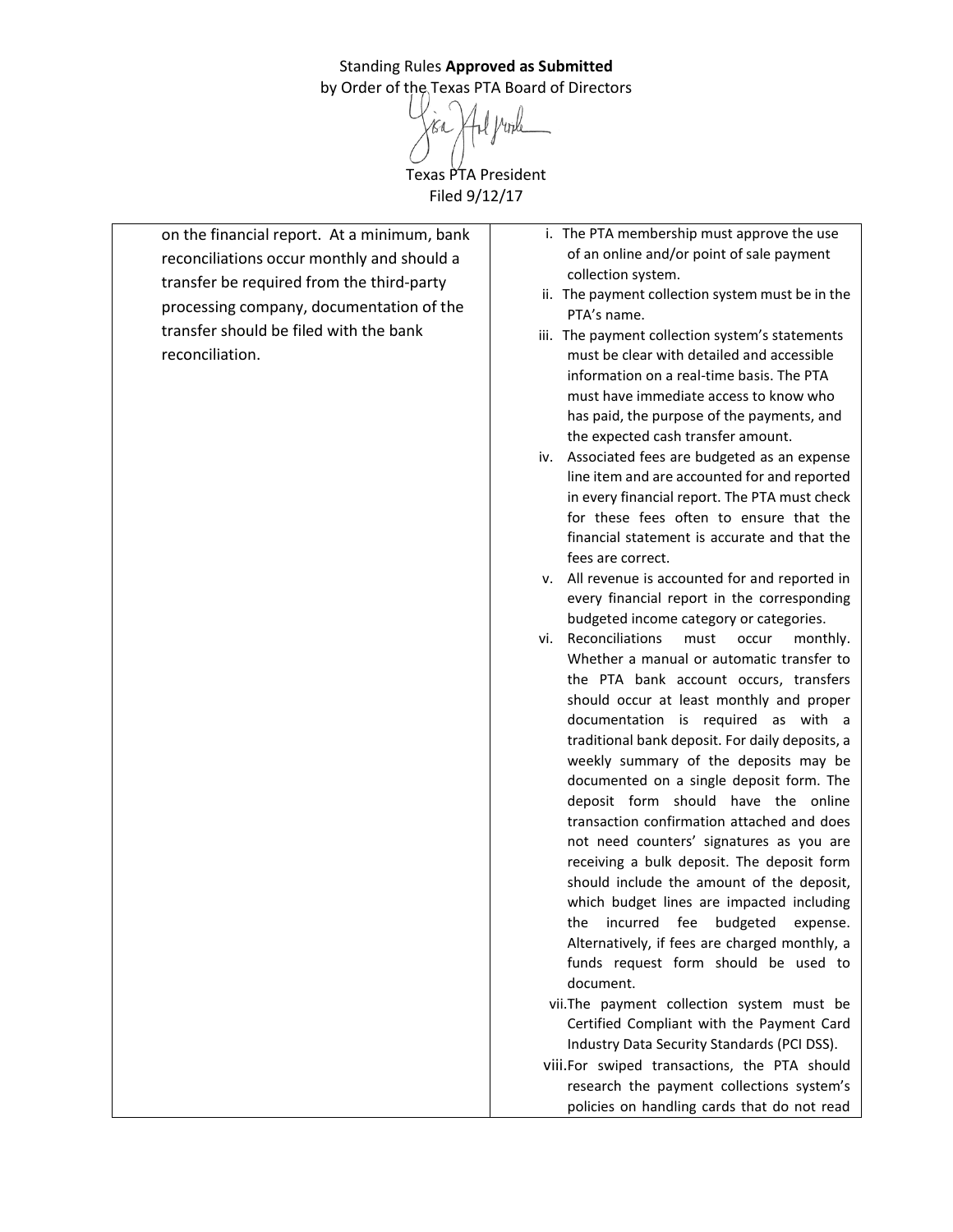Standing Rules **Approved as Submitted**
by Order of the Texas PTA Board of Directors

Texas PTA President
Filed 9/12/17

| | |
|---|---|
| on the financial report. At a minimum, bank reconciliations occur monthly and should a transfer be required from the third-party processing company, documentation of the transfer should be filed with the bank reconciliation. | i. The PTA membership must approve the use of an online and/or point of sale payment collection system.<br>ii. The payment collection system must be in the PTA's name.<br>iii. The payment collection system's statements must be clear with detailed and accessible information on a real-time basis. The PTA must have immediate access to know who has paid, the purpose of the payments, and the expected cash transfer amount.<br>iv. Associated fees are budgeted as an expense line item and are accounted for and reported in every financial report. The PTA must check for these fees often to ensure that the financial statement is accurate and that the fees are correct.<br>v. All revenue is accounted for and reported in every financial report in the corresponding budgeted income category or categories.<br>vi. Reconciliations must occur monthly. Whether a manual or automatic transfer to the PTA bank account occurs, transfers should occur at least monthly and proper documentation is required as with a traditional bank deposit. For daily deposits, a weekly summary of the deposits may be documented on a single deposit form. The deposit form should have the online transaction confirmation attached and does not need counters' signatures as you are receiving a bulk deposit. The deposit form should include the amount of the deposit, which budget lines are impacted including the incurred fee budgeted expense. Alternatively, if fees are charged monthly, a funds request form should be used to document.<br>vii. The payment collection system must be Certified Compliant with the Payment Card Industry Data Security Standards (PCI DSS).<br>viii. For swiped transactions, the PTA should research the payment collections system's policies on handling cards that do not read |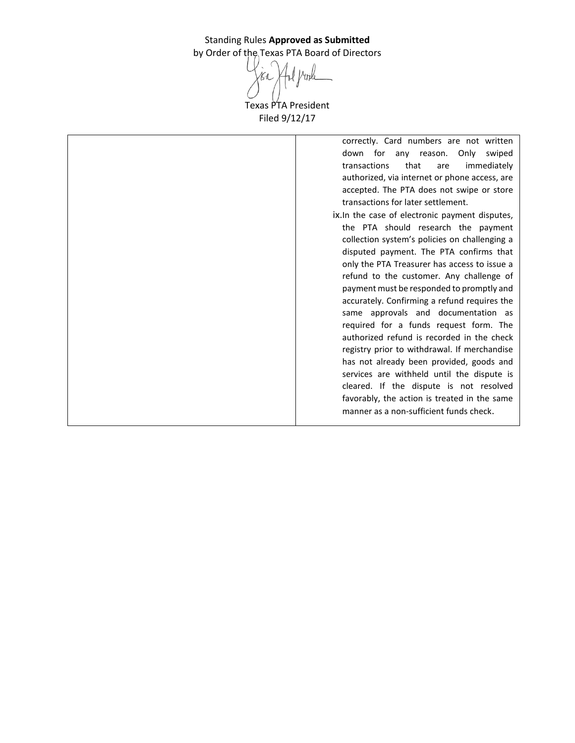Standing Rules **Approved as Submitted**
by Order of the Texas PTA Board of Directors

Texas PTA President
Filed 9/12/17

| | |
|---|---|
| | correctly. Card numbers are not written down for any reason. Only swiped transactions that are immediately authorized, via internet or phone access, are accepted. The PTA does not swipe or store transactions for later settlement.<br>ix. In the case of electronic payment disputes, the PTA should research the payment collection system's policies on challenging a disputed payment. The PTA confirms that only the PTA Treasurer has access to issue a refund to the customer. Any challenge of payment must be responded to promptly and accurately. Confirming a refund requires the same approvals and documentation as required for a funds request form. The authorized refund is recorded in the check registry prior to withdrawal. If merchandise has not already been provided, goods and services are withheld until the dispute is cleared. If the dispute is not resolved favorably, the action is treated in the same manner as a non-sufficient funds check. |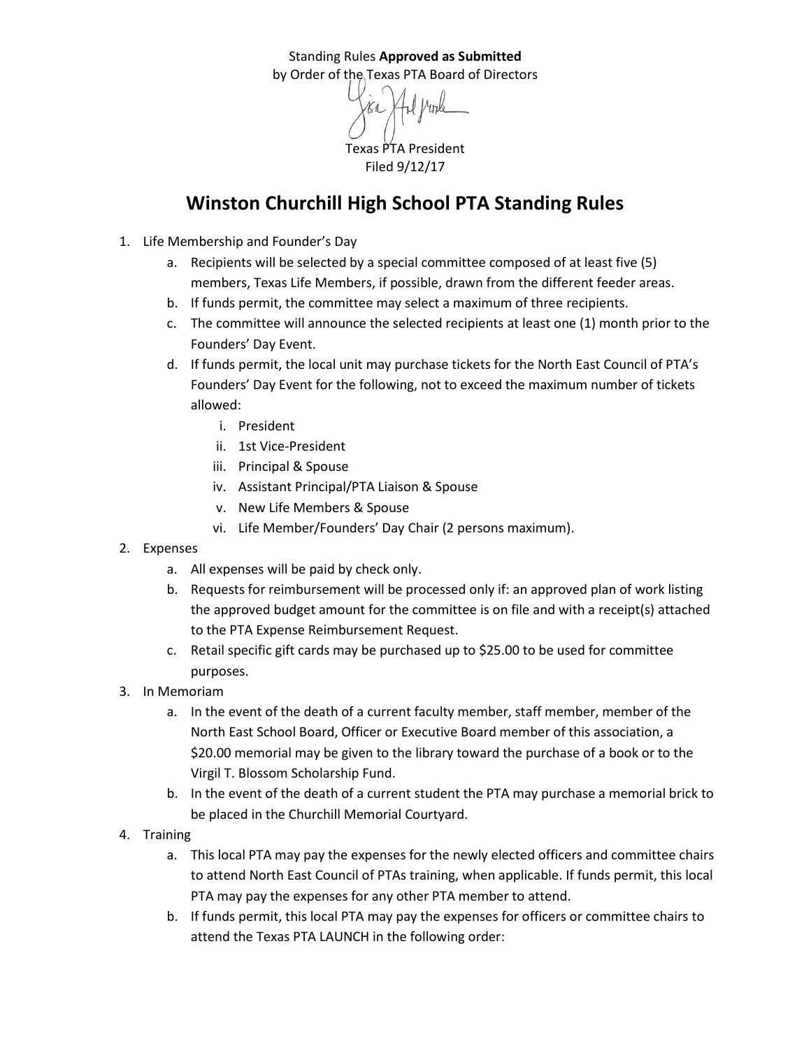Standing Rules **Approved as Submitted**
by Order of the Texas PTA Board of Directors

Texas PTA President
Filed 9/12/17

# Winston Churchill High School PTA Standing Rules

1. Life Membership and Founder's Day
    a. Recipients will be selected by a special committee composed of at least five (5) members, Texas Life Members, if possible, drawn from the different feeder areas.
    b. If funds permit, the committee may select a maximum of three recipients.
    c. The committee will announce the selected recipients at least one (1) month prior to the Founders' Day Event.
    d. If funds permit, the local unit may purchase tickets for the North East Council of PTA's Founders' Day Event for the following, not to exceed the maximum number of tickets allowed:
        i. President
        ii. 1st Vice-President
        iii. Principal & Spouse
        iv. Assistant Principal/PTA Liaison & Spouse
        v. New Life Members & Spouse
        vi. Life Member/Founders' Day Chair (2 persons maximum).
2. Expenses
    a. All expenses will be paid by check only.
    b. Requests for reimbursement will be processed only if: an approved plan of work listing the approved budget amount for the committee is on file and with a receipt(s) attached to the PTA Expense Reimbursement Request.
    c. Retail specific gift cards may be purchased up to $25.00 to be used for committee purposes.
3. In Memoriam
    a. In the event of the death of a current faculty member, staff member, member of the North East School Board, Officer or Executive Board member of this association, a $20.00 memorial may be given to the library toward the purchase of a book or to the Virgil T. Blossom Scholarship Fund.
    b. In the event of the death of a current student the PTA may purchase a memorial brick to be placed in the Churchill Memorial Courtyard.
4. Training
    a. This local PTA may pay the expenses for the newly elected officers and committee chairs to attend North East Council of PTAs training, when applicable. If funds permit, this local PTA may pay the expenses for any other PTA member to attend.
    b. If funds permit, this local PTA may pay the expenses for officers or committee chairs to attend the Texas PTA LAUNCH in the following order: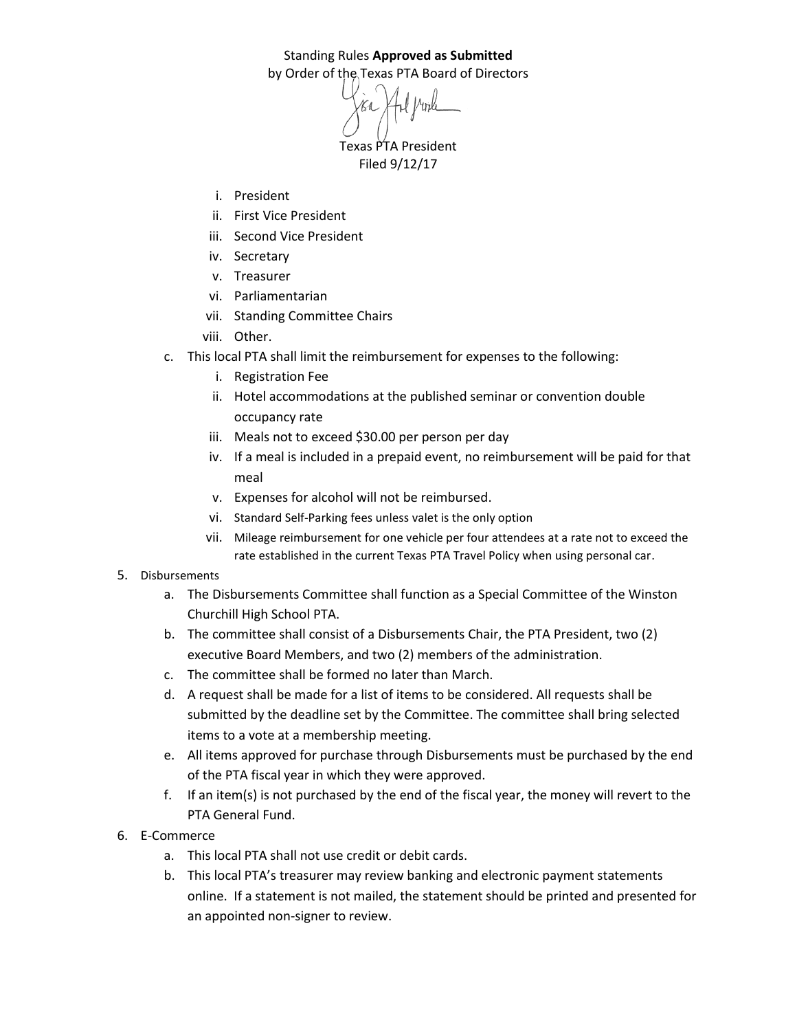Standing Rules **Approved as Submitted**
by Order of the Texas PTA Board of Directors

Texas PTA President
Filed 9/12/17

i. President
ii. First Vice President
iii. Second Vice President
iv. Secretary
v. Treasurer
vi. Parliamentarian
vii. Standing Committee Chairs
viii. Other.

c. This local PTA shall limit the reimbursement for expenses to the following:
   i. Registration Fee
   ii. Hotel accommodations at the published seminar or convention double occupancy rate
   iii. Meals not to exceed $30.00 per person per day
   iv. If a meal is included in a prepaid event, no reimbursement will be paid for that meal
   v. Expenses for alcohol will not be reimbursed.
   vi. Standard Self-Parking fees unless valet is the only option
   vii. Mileage reimbursement for one vehicle per four attendees at a rate not to exceed the rate established in the current Texas PTA Travel Policy when using personal car.

5. Disbursements
   a. The Disbursements Committee shall function as a Special Committee of the Winston Churchill High School PTA.
   b. The committee shall consist of a Disbursements Chair, the PTA President, two (2) executive Board Members, and two (2) members of the administration.
   c. The committee shall be formed no later than March.
   d. A request shall be made for a list of items to be considered. All requests shall be submitted by the deadline set by the Committee. The committee shall bring selected items to a vote at a membership meeting.
   e. All items approved for purchase through Disbursements must be purchased by the end of the PTA fiscal year in which they were approved.
   f. If an item(s) is not purchased by the end of the fiscal year, the money will revert to the PTA General Fund.
6. E-Commerce
   a. This local PTA shall not use credit or debit cards.
   b. This local PTA's treasurer may review banking and electronic payment statements online. If a statement is not mailed, the statement should be printed and presented for an appointed non-signer to review.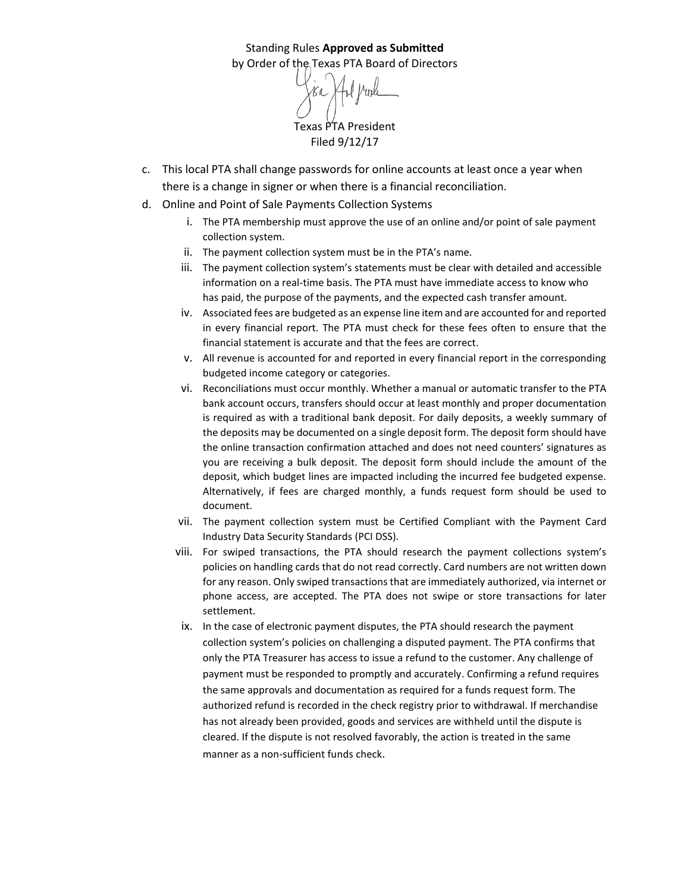Standing Rules **Approved as Submitted**
by Order of the Texas PTA Board of Directors

Texas PTA President
Filed 9/12/17

c. This local PTA shall change passwords for online accounts at least once a year when there is a change in signer or when there is a financial reconciliation.

d. Online and Point of Sale Payments Collection Systems

   i. The PTA membership must approve the use of an online and/or point of sale payment collection system.

   ii. The payment collection system must be in the PTA's name.

   iii. The payment collection system's statements must be clear with detailed and accessible information on a real-time basis. The PTA must have immediate access to know who has paid, the purpose of the payments, and the expected cash transfer amount.

   iv. Associated fees are budgeted as an expense line item and are accounted for and reported in every financial report. The PTA must check for these fees often to ensure that the financial statement is accurate and that the fees are correct.

   v. All revenue is accounted for and reported in every financial report in the corresponding budgeted income category or categories.

   vi. Reconciliations must occur monthly. Whether a manual or automatic transfer to the PTA bank account occurs, transfers should occur at least monthly and proper documentation is required as with a traditional bank deposit. For daily deposits, a weekly summary of the deposits may be documented on a single deposit form. The deposit form should have the online transaction confirmation attached and does not need counters' signatures as you are receiving a bulk deposit. The deposit form should include the amount of the deposit, which budget lines are impacted including the incurred fee budgeted expense. Alternatively, if fees are charged monthly, a funds request form should be used to document.

   vii. The payment collection system must be Certified Compliant with the Payment Card Industry Data Security Standards (PCI DSS).

   viii. For swiped transactions, the PTA should research the payment collections system's policies on handling cards that do not read correctly. Card numbers are not written down for any reason. Only swiped transactions that are immediately authorized, via internet or phone access, are accepted. The PTA does not swipe or store transactions for later settlement.

   ix. In the case of electronic payment disputes, the PTA should research the payment collection system's policies on challenging a disputed payment. The PTA confirms that only the PTA Treasurer has access to issue a refund to the customer. Any challenge of payment must be responded to promptly and accurately. Confirming a refund requires the same approvals and documentation as required for a funds request form. The authorized refund is recorded in the check registry prior to withdrawal. If merchandise has not already been provided, goods and services are withheld until the dispute is cleared. If the dispute is not resolved favorably, the action is treated in the same manner as a non-sufficient funds check.